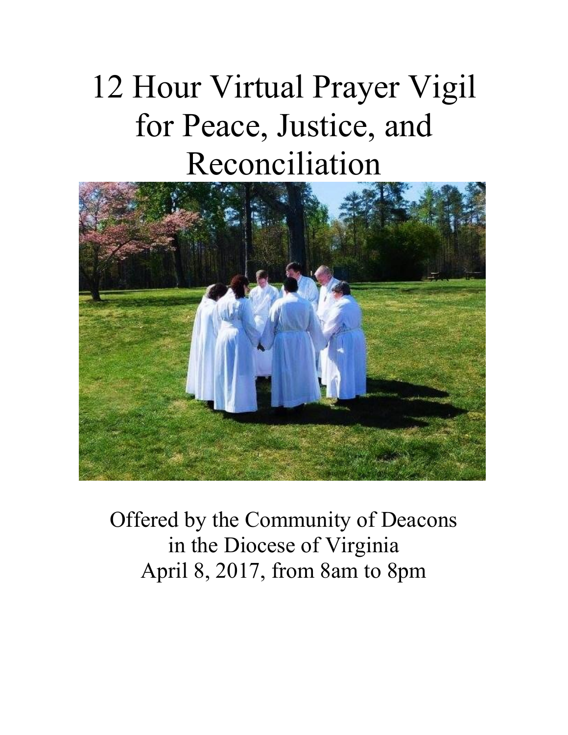# 12 Hour Virtual Prayer Vigil for Peace, Justice, and Reconciliation

Offered by the Community of Deacons
in the Diocese of Virginia
April 8, 2017, from 8am to 8pm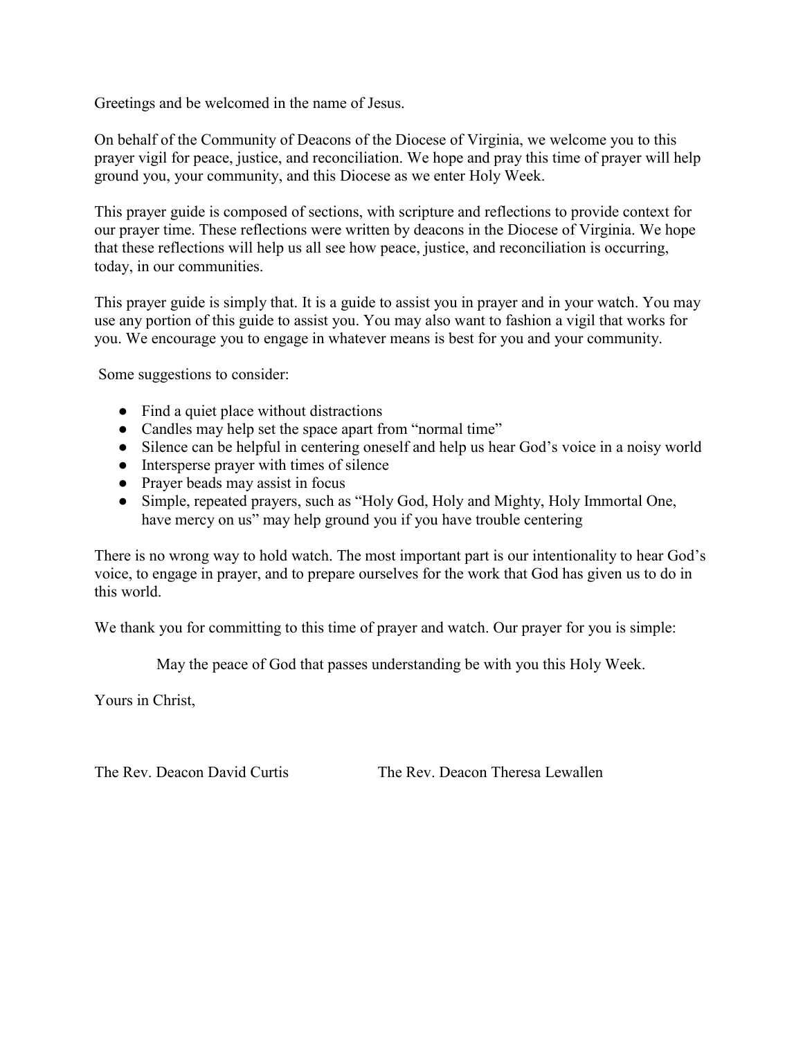Greetings and be welcomed in the name of Jesus.

On behalf of the Community of Deacons of the Diocese of Virginia, we welcome you to this prayer vigil for peace, justice, and reconciliation. We hope and pray this time of prayer will help ground you, your community, and this Diocese as we enter Holy Week.

This prayer guide is composed of sections, with scripture and reflections to provide context for our prayer time. These reflections were written by deacons in the Diocese of Virginia. We hope that these reflections will help us all see how peace, justice, and reconciliation is occurring, today, in our communities.

This prayer guide is simply that. It is a guide to assist you in prayer and in your watch. You may use any portion of this guide to assist you. You may also want to fashion a vigil that works for you. We encourage you to engage in whatever means is best for you and your community.

Some suggestions to consider:

- Find a quiet place without distractions
- Candles may help set the space apart from "normal time"
- Silence can be helpful in centering oneself and help us hear God's voice in a noisy world
- Intersperse prayer with times of silence
- Prayer beads may assist in focus
- Simple, repeated prayers, such as "Holy God, Holy and Mighty, Holy Immortal One, have mercy on us" may help ground you if you have trouble centering

There is no wrong way to hold watch. The most important part is our intentionality to hear God's voice, to engage in prayer, and to prepare ourselves for the work that God has given us to do in this world.

We thank you for committing to this time of prayer and watch. Our prayer for you is simple:

> May the peace of God that passes understanding be with you this Holy Week.

Yours in Christ,

The Rev. Deacon David Curtis

The Rev. Deacon Theresa Lewallen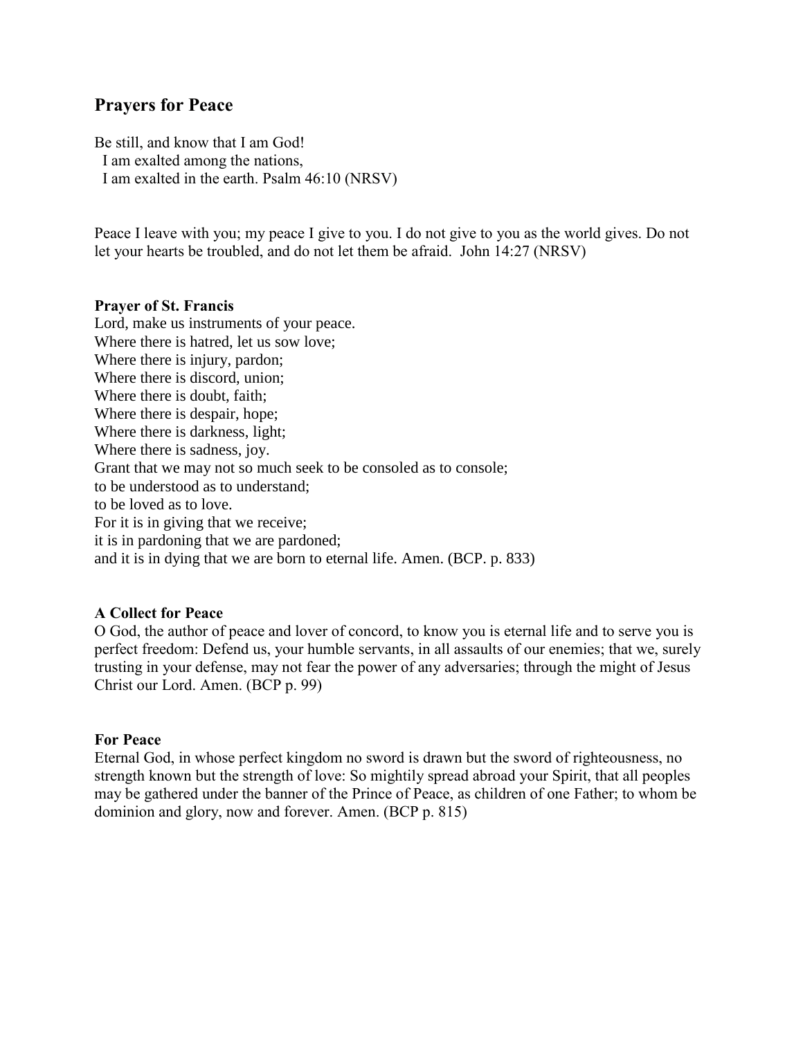## Prayers for Peace

Be still, and know that I am God!
  I am exalted among the nations,
  I am exalted in the earth. Psalm 46:10 (NRSV)

Peace I leave with you; my peace I give to you. I do not give to you as the world gives. Do not let your hearts be troubled, and do not let them be afraid.  John 14:27 (NRSV)

**Prayer of St. Francis**
Lord, make us instruments of your peace.
Where there is hatred, let us sow love;
Where there is injury, pardon;
Where there is discord, union;
Where there is doubt, faith;
Where there is despair, hope;
Where there is darkness, light;
Where there is sadness, joy.
Grant that we may not so much seek to be consoled as to console;
to be understood as to understand;
to be loved as to love.
For it is in giving that we receive;
it is in pardoning that we are pardoned;
and it is in dying that we are born to eternal life. Amen. (BCP. p. 833)

**A Collect for Peace**
O God, the author of peace and lover of concord, to know you is eternal life and to serve you is perfect freedom: Defend us, your humble servants, in all assaults of our enemies; that we, surely trusting in your defense, may not fear the power of any adversaries; through the might of Jesus Christ our Lord. Amen. (BCP p. 99)

**For Peace**
Eternal God, in whose perfect kingdom no sword is drawn but the sword of righteousness, no strength known but the strength of love: So mightily spread abroad your Spirit, that all peoples may be gathered under the banner of the Prince of Peace, as children of one Father; to whom be dominion and glory, now and forever. Amen. (BCP p. 815)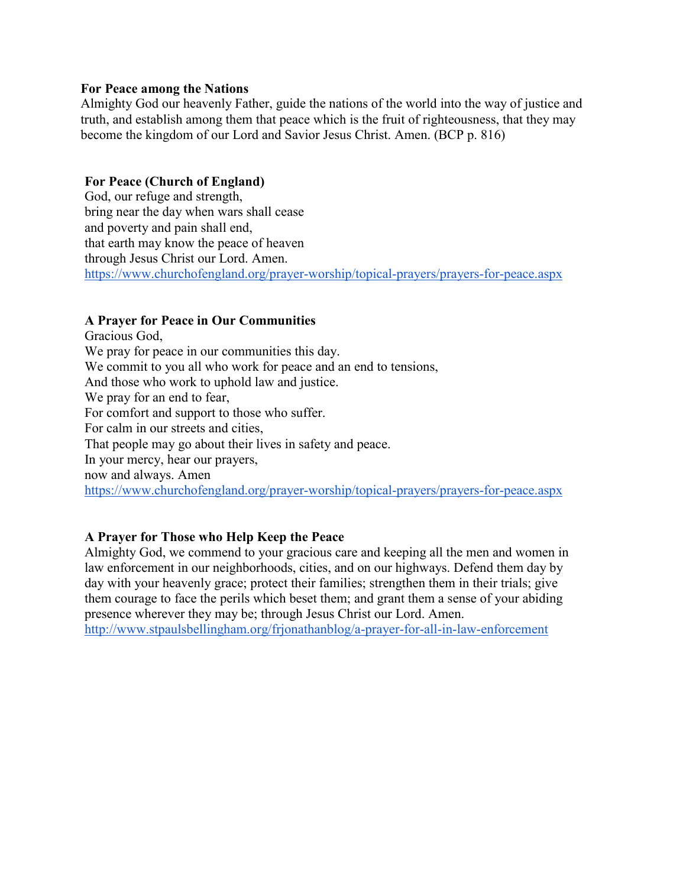**For Peace among the Nations**

Almighty God our heavenly Father, guide the nations of the world into the way of justice and truth, and establish among them that peace which is the fruit of righteousness, that they may become the kingdom of our Lord and Savior Jesus Christ. Amen. (BCP p. 816)

**For Peace (Church of England)**

God, our refuge and strength,
bring near the day when wars shall cease
and poverty and pain shall end,
that earth may know the peace of heaven
through Jesus Christ our Lord. Amen.
https://www.churchofengland.org/prayer-worship/topical-prayers/prayers-for-peace.aspx

**A Prayer for Peace in Our Communities**

Gracious God,
We pray for peace in our communities this day.
We commit to you all who work for peace and an end to tensions,
And those who work to uphold law and justice.
We pray for an end to fear,
For comfort and support to those who suffer.
For calm in our streets and cities,
That people may go about their lives in safety and peace.
In your mercy, hear our prayers,
now and always. Amen
https://www.churchofengland.org/prayer-worship/topical-prayers/prayers-for-peace.aspx

**A Prayer for Those who Help Keep the Peace**

Almighty God, we commend to your gracious care and keeping all the men and women in law enforcement in our neighborhoods, cities, and on our highways. Defend them day by day with your heavenly grace; protect their families; strengthen them in their trials; give them courage to face the perils which beset them; and grant them a sense of your abiding presence wherever they may be; through Jesus Christ our Lord. Amen.
http://www.stpaulsbellingham.org/frjonathanblog/a-prayer-for-all-in-law-enforcement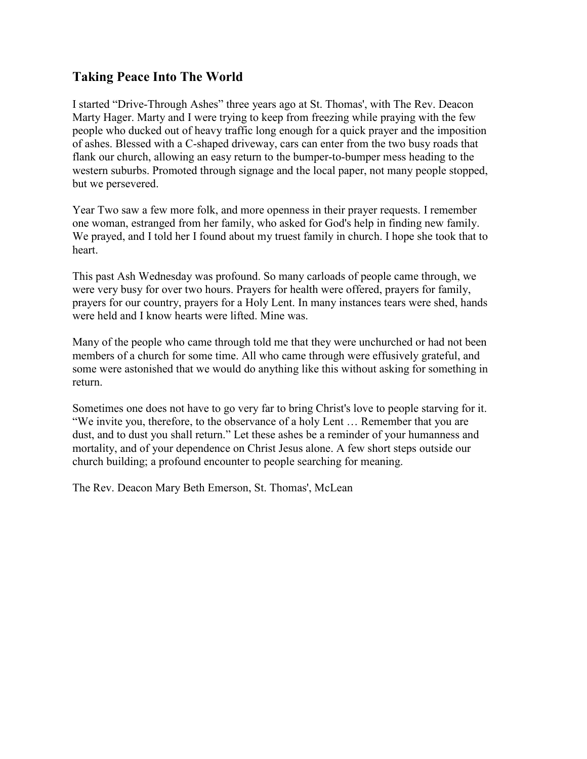## Taking Peace Into The World

I started "Drive-Through Ashes" three years ago at St. Thomas', with The Rev. Deacon Marty Hager. Marty and I were trying to keep from freezing while praying with the few people who ducked out of heavy traffic long enough for a quick prayer and the imposition of ashes. Blessed with a C-shaped driveway, cars can enter from the two busy roads that flank our church, allowing an easy return to the bumper-to-bumper mess heading to the western suburbs. Promoted through signage and the local paper, not many people stopped, but we persevered.

Year Two saw a few more folk, and more openness in their prayer requests. I remember one woman, estranged from her family, who asked for God's help in finding new family. We prayed, and I told her I found about my truest family in church. I hope she took that to heart.

This past Ash Wednesday was profound. So many carloads of people came through, we were very busy for over two hours. Prayers for health were offered, prayers for family, prayers for our country, prayers for a Holy Lent. In many instances tears were shed, hands were held and I know hearts were lifted. Mine was.

Many of the people who came through told me that they were unchurched or had not been members of a church for some time. All who came through were effusively grateful, and some were astonished that we would do anything like this without asking for something in return.

Sometimes one does not have to go very far to bring Christ's love to people starving for it. "We invite you, therefore, to the observance of a holy Lent … Remember that you are dust, and to dust you shall return." Let these ashes be a reminder of your humanness and mortality, and of your dependence on Christ Jesus alone. A few short steps outside our church building; a profound encounter to people searching for meaning.

The Rev. Deacon Mary Beth Emerson, St. Thomas', McLean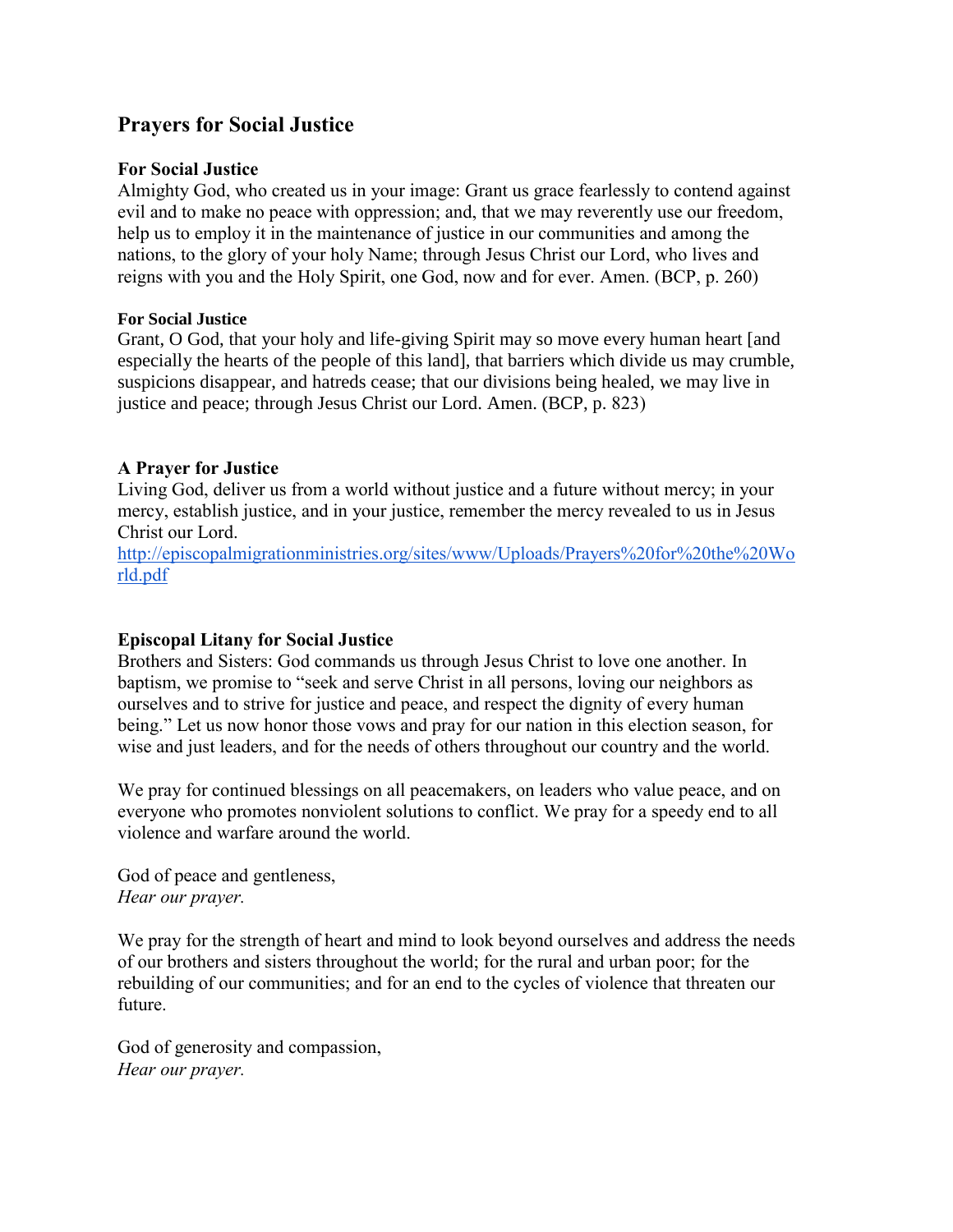## Prayers for Social Justice

**For Social Justice**

Almighty God, who created us in your image: Grant us grace fearlessly to contend against evil and to make no peace with oppression; and, that we may reverently use our freedom, help us to employ it in the maintenance of justice in our communities and among the nations, to the glory of your holy Name; through Jesus Christ our Lord, who lives and reigns with you and the Holy Spirit, one God, now and for ever. Amen. (BCP, p. 260)

**For Social Justice**

Grant, O God, that your holy and life-giving Spirit may so move every human heart [and especially the hearts of the people of this land], that barriers which divide us may crumble, suspicions disappear, and hatreds cease; that our divisions being healed, we may live in justice and peace; through Jesus Christ our Lord. Amen. (BCP, p. 823)

**A Prayer for Justice**

Living God, deliver us from a world without justice and a future without mercy; in your mercy, establish justice, and in your justice, remember the mercy revealed to us in Jesus Christ our Lord.
[http://episcopalmigrationministries.org/sites/www/Uploads/Prayers%20for%20the%20World.pdf](http://episcopalmigrationministries.org/sites/www/Uploads/Prayers%20for%20the%20World.pdf)

**Episcopal Litany for Social Justice**

Brothers and Sisters: God commands us through Jesus Christ to love one another. In baptism, we promise to "seek and serve Christ in all persons, loving our neighbors as ourselves and to strive for justice and peace, and respect the dignity of every human being." Let us now honor those vows and pray for our nation in this election season, for wise and just leaders, and for the needs of others throughout our country and the world.

We pray for continued blessings on all peacemakers, on leaders who value peace, and on everyone who promotes nonviolent solutions to conflict. We pray for a speedy end to all violence and warfare around the world.

God of peace and gentleness,
*Hear our prayer.*

We pray for the strength of heart and mind to look beyond ourselves and address the needs of our brothers and sisters throughout the world; for the rural and urban poor; for the rebuilding of our communities; and for an end to the cycles of violence that threaten our future.

God of generosity and compassion,
*Hear our prayer.*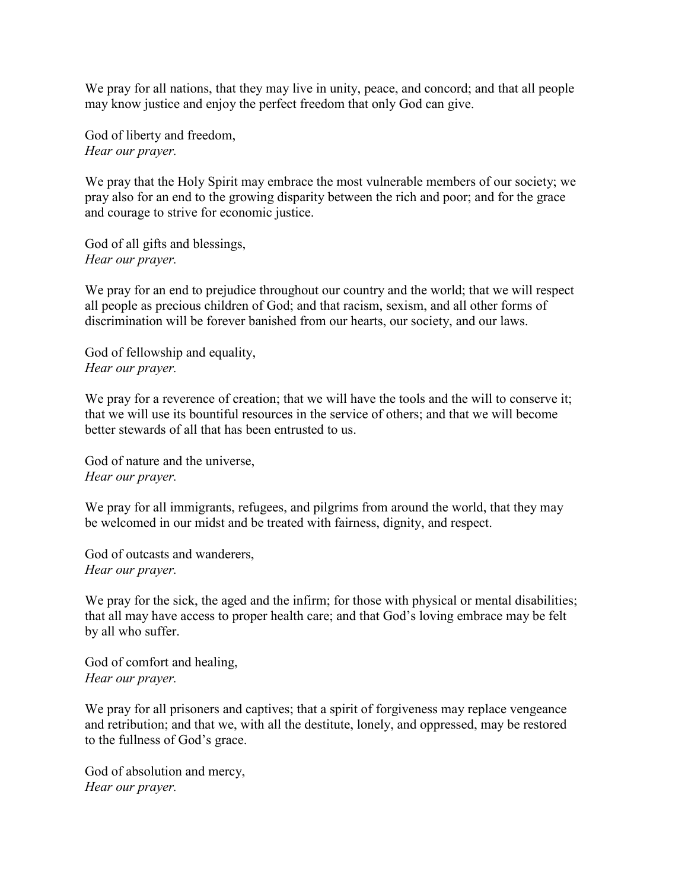We pray for all nations, that they may live in unity, peace, and concord; and that all people may know justice and enjoy the perfect freedom that only God can give.

God of liberty and freedom,  
*Hear our prayer.*

We pray that the Holy Spirit may embrace the most vulnerable members of our society; we pray also for an end to the growing disparity between the rich and poor; and for the grace and courage to strive for economic justice.

God of all gifts and blessings,  
*Hear our prayer.*

We pray for an end to prejudice throughout our country and the world; that we will respect all people as precious children of God; and that racism, sexism, and all other forms of discrimination will be forever banished from our hearts, our society, and our laws.

God of fellowship and equality,  
*Hear our prayer.*

We pray for a reverence of creation; that we will have the tools and the will to conserve it; that we will use its bountiful resources in the service of others; and that we will become better stewards of all that has been entrusted to us.

God of nature and the universe,  
*Hear our prayer.*

We pray for all immigrants, refugees, and pilgrims from around the world, that they may be welcomed in our midst and be treated with fairness, dignity, and respect.

God of outcasts and wanderers,  
*Hear our prayer.*

We pray for the sick, the aged and the infirm; for those with physical or mental disabilities; that all may have access to proper health care; and that God's loving embrace may be felt by all who suffer.

God of comfort and healing,  
*Hear our prayer.*

We pray for all prisoners and captives; that a spirit of forgiveness may replace vengeance and retribution; and that we, with all the destitute, lonely, and oppressed, may be restored to the fullness of God's grace.

God of absolution and mercy,  
*Hear our prayer.*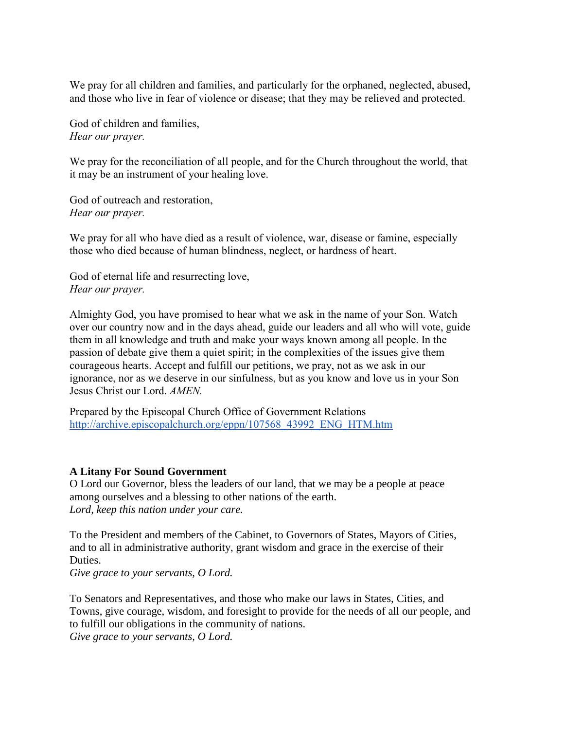We pray for all children and families, and particularly for the orphaned, neglected, abused, and those who live in fear of violence or disease; that they may be relieved and protected.

God of children and families,  
*Hear our prayer.*

We pray for the reconciliation of all people, and for the Church throughout the world, that it may be an instrument of your healing love.

God of outreach and restoration,  
*Hear our prayer.*

We pray for all who have died as a result of violence, war, disease or famine, especially those who died because of human blindness, neglect, or hardness of heart.

God of eternal life and resurrecting love,  
*Hear our prayer.*

Almighty God, you have promised to hear what we ask in the name of your Son. Watch over our country now and in the days ahead, guide our leaders and all who will vote, guide them in all knowledge and truth and make your ways known among all people. In the passion of debate give them a quiet spirit; in the complexities of the issues give them courageous hearts. Accept and fulfill our petitions, we pray, not as we ask in our ignorance, nor as we deserve in our sinfulness, but as you know and love us in your Son Jesus Christ our Lord. *AMEN.*

Prepared by the Episcopal Church Office of Government Relations  
http://archive.episcopalchurch.org/eppn/107568_43992_ENG_HTM.htm

**A Litany For Sound Government**  
O Lord our Governor, bless the leaders of our land, that we may be a people at peace among ourselves and a blessing to other nations of the earth.  
*Lord, keep this nation under your care.*

To the President and members of the Cabinet, to Governors of States, Mayors of Cities, and to all in administrative authority, grant wisdom and grace in the exercise of their Duties.  
*Give grace to your servants, O Lord.*

To Senators and Representatives, and those who make our laws in States, Cities, and Towns, give courage, wisdom, and foresight to provide for the needs of all our people, and to fulfill our obligations in the community of nations.  
*Give grace to your servants, O Lord.*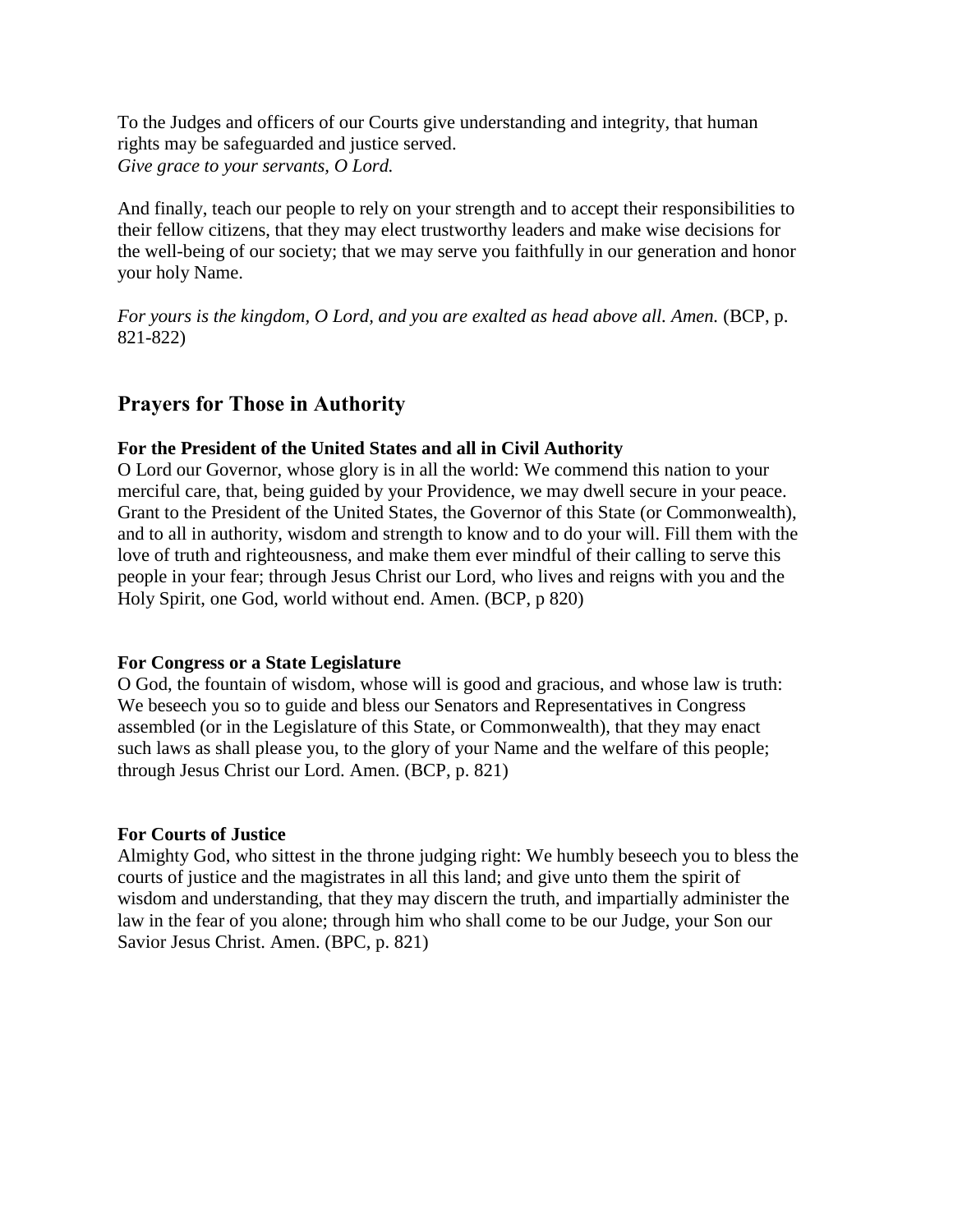To the Judges and officers of our Courts give understanding and integrity, that human rights may be safeguarded and justice served.
*Give grace to your servants, O Lord.*

And finally, teach our people to rely on your strength and to accept their responsibilities to their fellow citizens, that they may elect trustworthy leaders and make wise decisions for the well-being of our society; that we may serve you faithfully in our generation and honor your holy Name.

*For yours is the kingdom, O Lord, and you are exalted as head above all. Amen.* (BCP, p. 821-822)

## Prayers for Those in Authority

**For the President of the United States and all in Civil Authority**
O Lord our Governor, whose glory is in all the world: We commend this nation to your merciful care, that, being guided by your Providence, we may dwell secure in your peace. Grant to the President of the United States, the Governor of this State (or Commonwealth), and to all in authority, wisdom and strength to know and to do your will. Fill them with the love of truth and righteousness, and make them ever mindful of their calling to serve this people in your fear; through Jesus Christ our Lord, who lives and reigns with you and the Holy Spirit, one God, world without end. Amen. (BCP, p 820)

**For Congress or a State Legislature**
O God, the fountain of wisdom, whose will is good and gracious, and whose law is truth: We beseech you so to guide and bless our Senators and Representatives in Congress assembled (or in the Legislature of this State, or Commonwealth), that they may enact such laws as shall please you, to the glory of your Name and the welfare of this people; through Jesus Christ our Lord. Amen. (BCP, p. 821)

**For Courts of Justice**
Almighty God, who sittest in the throne judging right: We humbly beseech you to bless the courts of justice and the magistrates in all this land; and give unto them the spirit of wisdom and understanding, that they may discern the truth, and impartially administer the law in the fear of you alone; through him who shall come to be our Judge, your Son our Savior Jesus Christ. Amen. (BPC, p. 821)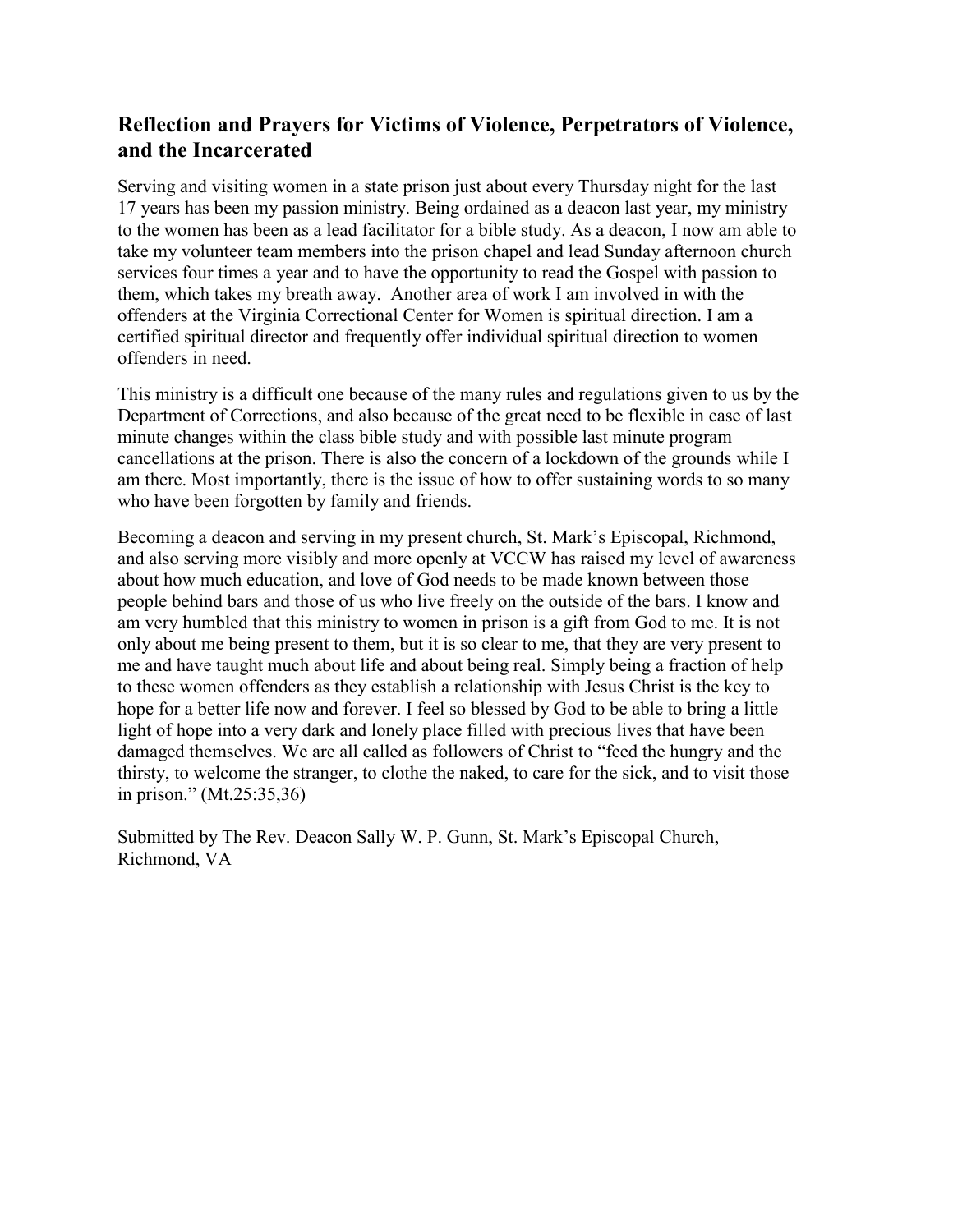## Reflection and Prayers for Victims of Violence, Perpetrators of Violence, and the Incarcerated

Serving and visiting women in a state prison just about every Thursday night for the last 17 years has been my passion ministry. Being ordained as a deacon last year, my ministry to the women has been as a lead facilitator for a bible study. As a deacon, I now am able to take my volunteer team members into the prison chapel and lead Sunday afternoon church services four times a year and to have the opportunity to read the Gospel with passion to them, which takes my breath away. Another area of work I am involved in with the offenders at the Virginia Correctional Center for Women is spiritual direction. I am a certified spiritual director and frequently offer individual spiritual direction to women offenders in need.

This ministry is a difficult one because of the many rules and regulations given to us by the Department of Corrections, and also because of the great need to be flexible in case of last minute changes within the class bible study and with possible last minute program cancellations at the prison. There is also the concern of a lockdown of the grounds while I am there. Most importantly, there is the issue of how to offer sustaining words to so many who have been forgotten by family and friends.

Becoming a deacon and serving in my present church, St. Mark's Episcopal, Richmond, and also serving more visibly and more openly at VCCW has raised my level of awareness about how much education, and love of God needs to be made known between those people behind bars and those of us who live freely on the outside of the bars. I know and am very humbled that this ministry to women in prison is a gift from God to me. It is not only about me being present to them, but it is so clear to me, that they are very present to me and have taught much about life and about being real. Simply being a fraction of help to these women offenders as they establish a relationship with Jesus Christ is the key to hope for a better life now and forever. I feel so blessed by God to be able to bring a little light of hope into a very dark and lonely place filled with precious lives that have been damaged themselves. We are all called as followers of Christ to "feed the hungry and the thirsty, to welcome the stranger, to clothe the naked, to care for the sick, and to visit those in prison." (Mt.25:35,36)

Submitted by The Rev. Deacon Sally W. P. Gunn, St. Mark's Episcopal Church, Richmond, VA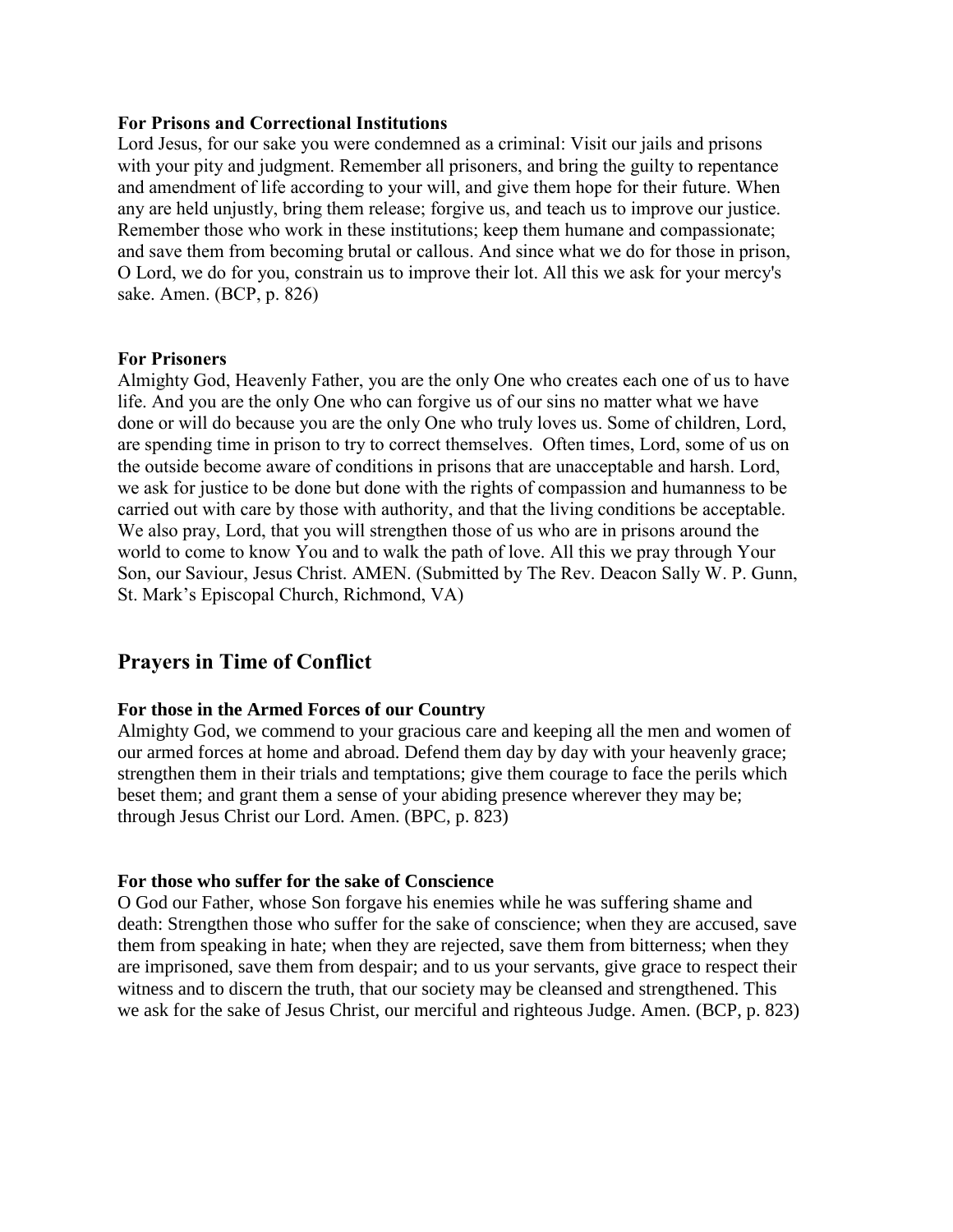**For Prisons and Correctional Institutions**

Lord Jesus, for our sake you were condemned as a criminal: Visit our jails and prisons with your pity and judgment. Remember all prisoners, and bring the guilty to repentance and amendment of life according to your will, and give them hope for their future. When any are held unjustly, bring them release; forgive us, and teach us to improve our justice. Remember those who work in these institutions; keep them humane and compassionate; and save them from becoming brutal or callous. And since what we do for those in prison, O Lord, we do for you, constrain us to improve their lot. All this we ask for your mercy's sake. Amen. (BCP, p. 826)

**For Prisoners**

Almighty God, Heavenly Father, you are the only One who creates each one of us to have life. And you are the only One who can forgive us of our sins no matter what we have done or will do because you are the only One who truly loves us. Some of children, Lord, are spending time in prison to try to correct themselves. Often times, Lord, some of us on the outside become aware of conditions in prisons that are unacceptable and harsh. Lord, we ask for justice to be done but done with the rights of compassion and humanness to be carried out with care by those with authority, and that the living conditions be acceptable. We also pray, Lord, that you will strengthen those of us who are in prisons around the world to come to know You and to walk the path of love. All this we pray through Your Son, our Saviour, Jesus Christ. AMEN. (Submitted by The Rev. Deacon Sally W. P. Gunn, St. Mark's Episcopal Church, Richmond, VA)

## Prayers in Time of Conflict

**For those in the Armed Forces of our Country**

Almighty God, we commend to your gracious care and keeping all the men and women of our armed forces at home and abroad. Defend them day by day with your heavenly grace; strengthen them in their trials and temptations; give them courage to face the perils which beset them; and grant them a sense of your abiding presence wherever they may be; through Jesus Christ our Lord. Amen. (BPC, p. 823)

**For those who suffer for the sake of Conscience**

O God our Father, whose Son forgave his enemies while he was suffering shame and death: Strengthen those who suffer for the sake of conscience; when they are accused, save them from speaking in hate; when they are rejected, save them from bitterness; when they are imprisoned, save them from despair; and to us your servants, give grace to respect their witness and to discern the truth, that our society may be cleansed and strengthened. This we ask for the sake of Jesus Christ, our merciful and righteous Judge. Amen. (BCP, p. 823)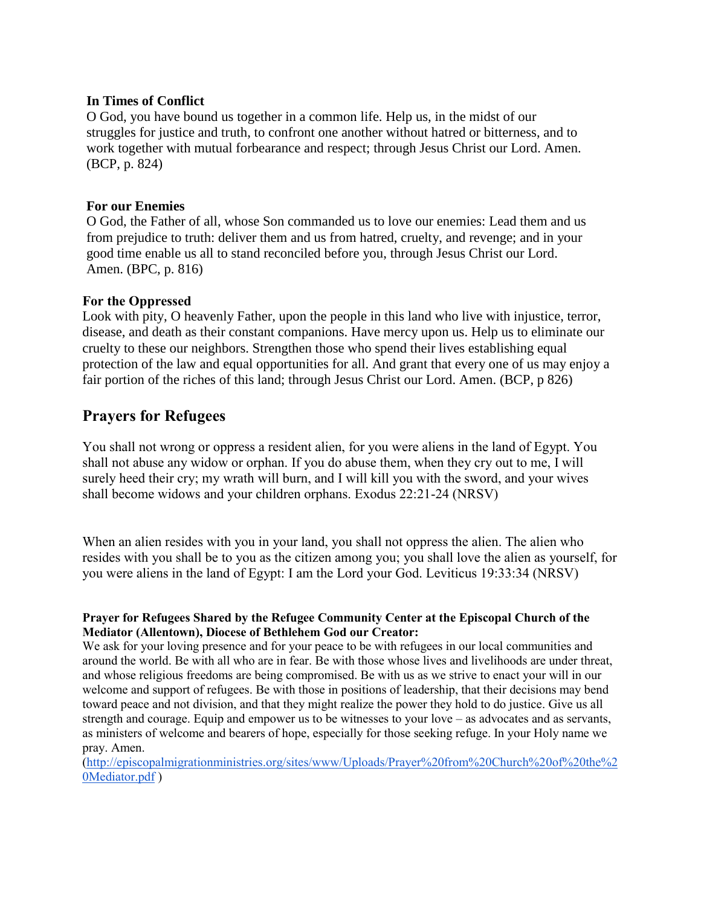**In Times of Conflict**

O God, you have bound us together in a common life. Help us, in the midst of our struggles for justice and truth, to confront one another without hatred or bitterness, and to work together with mutual forbearance and respect; through Jesus Christ our Lord. Amen. (BCP, p. 824)

**For our Enemies**

O God, the Father of all, whose Son commanded us to love our enemies: Lead them and us from prejudice to truth: deliver them and us from hatred, cruelty, and revenge; and in your good time enable us all to stand reconciled before you, through Jesus Christ our Lord. Amen. (BPC, p. 816)

**For the Oppressed**

Look with pity, O heavenly Father, upon the people in this land who live with injustice, terror, disease, and death as their constant companions. Have mercy upon us. Help us to eliminate our cruelty to these our neighbors. Strengthen those who spend their lives establishing equal protection of the law and equal opportunities for all. And grant that every one of us may enjoy a fair portion of the riches of this land; through Jesus Christ our Lord. Amen. (BCP, p 826)

## Prayers for Refugees

You shall not wrong or oppress a resident alien, for you were aliens in the land of Egypt. You shall not abuse any widow or orphan. If you do abuse them, when they cry out to me, I will surely heed their cry; my wrath will burn, and I will kill you with the sword, and your wives shall become widows and your children orphans. Exodus 22:21-24 (NRSV)

When an alien resides with you in your land, you shall not oppress the alien. The alien who resides with you shall be to you as the citizen among you; you shall love the alien as yourself, for you were aliens in the land of Egypt: I am the Lord your God. Leviticus 19:33:34 (NRSV)

**Prayer for Refugees Shared by the Refugee Community Center at the Episcopal Church of the Mediator (Allentown), Diocese of Bethlehem God our Creator:**

We ask for your loving presence and for your peace to be with refugees in our local communities and around the world. Be with all who are in fear. Be with those whose lives and livelihoods are under threat, and whose religious freedoms are being compromised. Be with us as we strive to enact your will in our welcome and support of refugees. Be with those in positions of leadership, that their decisions may bend toward peace and not division, and that they might realize the power they hold to do justice. Give us all strength and courage. Equip and empower us to be witnesses to your love – as advocates and as servants, as ministers of welcome and bearers of hope, especially for those seeking refuge. In your Holy name we pray. Amen.

(http://episcopalmigrationministries.org/sites/www/Uploads/Prayer%20from%20Church%20of%20the%20Mediator.pdf )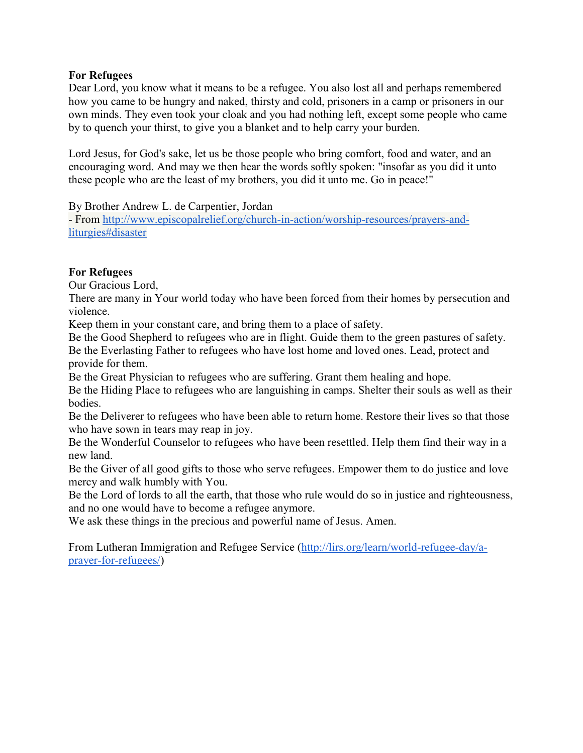**For Refugees**

Dear Lord, you know what it means to be a refugee. You also lost all and perhaps remembered how you came to be hungry and naked, thirsty and cold, prisoners in a camp or prisoners in our own minds. They even took your cloak and you had nothing left, except some people who came by to quench your thirst, to give you a blanket and to help carry your burden.

Lord Jesus, for God's sake, let us be those people who bring comfort, food and water, and an encouraging word. And may we then hear the words softly spoken: "insofar as you did it unto these people who are the least of my brothers, you did it unto me. Go in peace!"

By Brother Andrew L. de Carpentier, Jordan
- From [http://www.episcopalrelief.org/church-in-action/worship-resources/prayers-and-liturgies#disaster](http://www.episcopalrelief.org/church-in-action/worship-resources/prayers-and-liturgies#disaster)

**For Refugees**

Our Gracious Lord,
There are many in Your world today who have been forced from their homes by persecution and violence.
Keep them in your constant care, and bring them to a place of safety.
Be the Good Shepherd to refugees who are in flight. Guide them to the green pastures of safety.
Be the Everlasting Father to refugees who have lost home and loved ones. Lead, protect and provide for them.
Be the Great Physician to refugees who are suffering. Grant them healing and hope.
Be the Hiding Place to refugees who are languishing in camps. Shelter their souls as well as their bodies.
Be the Deliverer to refugees who have been able to return home. Restore their lives so that those who have sown in tears may reap in joy.
Be the Wonderful Counselor to refugees who have been resettled. Help them find their way in a new land.
Be the Giver of all good gifts to those who serve refugees. Empower them to do justice and love mercy and walk humbly with You.
Be the Lord of lords to all the earth, that those who rule would do so in justice and righteousness, and no one would have to become a refugee anymore.
We ask these things in the precious and powerful name of Jesus. Amen.

From Lutheran Immigration and Refugee Service ([http://lirs.org/learn/world-refugee-day/a-prayer-for-refugees/](http://lirs.org/learn/world-refugee-day/a-prayer-for-refugees/))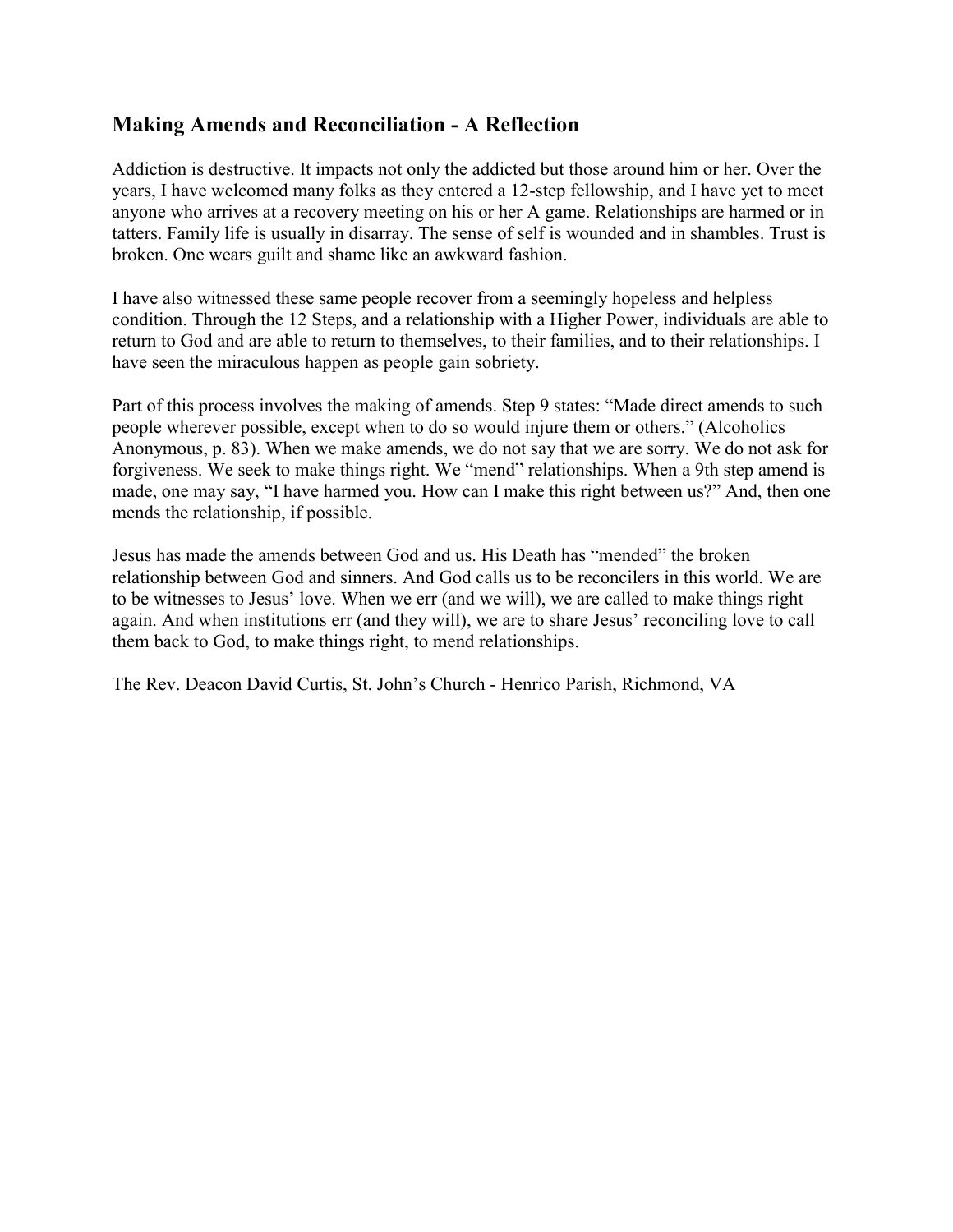## Making Amends and Reconciliation - A Reflection

Addiction is destructive. It impacts not only the addicted but those around him or her. Over the years, I have welcomed many folks as they entered a 12-step fellowship, and I have yet to meet anyone who arrives at a recovery meeting on his or her A game. Relationships are harmed or in tatters. Family life is usually in disarray. The sense of self is wounded and in shambles. Trust is broken. One wears guilt and shame like an awkward fashion.

I have also witnessed these same people recover from a seemingly hopeless and helpless condition. Through the 12 Steps, and a relationship with a Higher Power, individuals are able to return to God and are able to return to themselves, to their families, and to their relationships. I have seen the miraculous happen as people gain sobriety.

Part of this process involves the making of amends. Step 9 states: "Made direct amends to such people wherever possible, except when to do so would injure them or others." (Alcoholics Anonymous, p. 83). When we make amends, we do not say that we are sorry. We do not ask for forgiveness. We seek to make things right. We "mend" relationships. When a 9th step amend is made, one may say, "I have harmed you. How can I make this right between us?" And, then one mends the relationship, if possible.

Jesus has made the amends between God and us. His Death has "mended" the broken relationship between God and sinners. And God calls us to be reconcilers in this world. We are to be witnesses to Jesus' love. When we err (and we will), we are called to make things right again. And when institutions err (and they will), we are to share Jesus' reconciling love to call them back to God, to make things right, to mend relationships.

The Rev. Deacon David Curtis, St. John's Church - Henrico Parish, Richmond, VA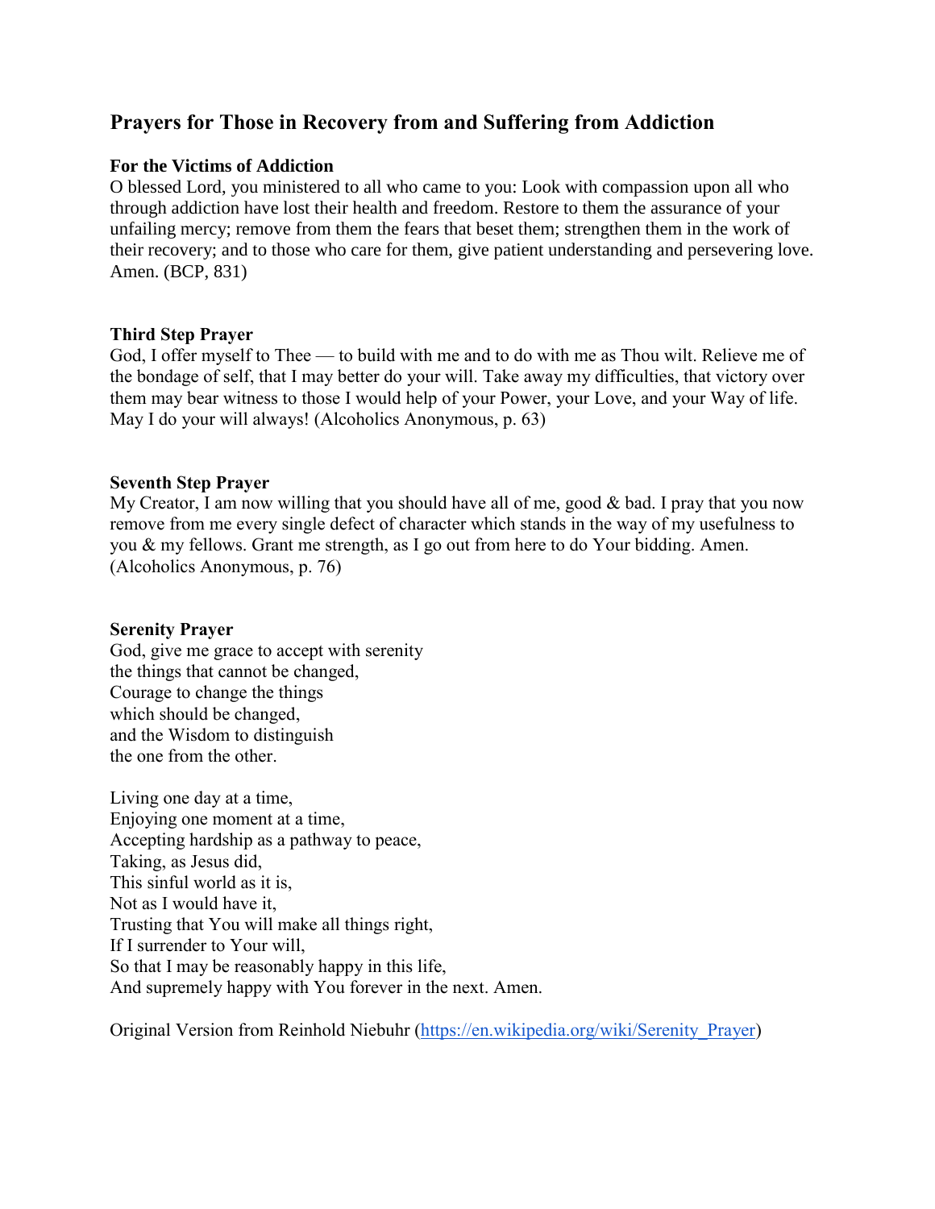## Prayers for Those in Recovery from and Suffering from Addiction

**For the Victims of Addiction**

O blessed Lord, you ministered to all who came to you: Look with compassion upon all who through addiction have lost their health and freedom. Restore to them the assurance of your unfailing mercy; remove from them the fears that beset them; strengthen them in the work of their recovery; and to those who care for them, give patient understanding and persevering love. Amen. (BCP, 831)

**Third Step Prayer**

God, I offer myself to Thee — to build with me and to do with me as Thou wilt. Relieve me of the bondage of self, that I may better do your will. Take away my difficulties, that victory over them may bear witness to those I would help of your Power, your Love, and your Way of life. May I do your will always! (Alcoholics Anonymous, p. 63)

**Seventh Step Prayer**

My Creator, I am now willing that you should have all of me, good & bad. I pray that you now remove from me every single defect of character which stands in the way of my usefulness to you & my fellows. Grant me strength, as I go out from here to do Your bidding. Amen. (Alcoholics Anonymous, p. 76)

**Serenity Prayer**

God, give me grace to accept with serenity
the things that cannot be changed,
Courage to change the things
which should be changed,
and the Wisdom to distinguish
the one from the other.

Living one day at a time,
Enjoying one moment at a time,
Accepting hardship as a pathway to peace,
Taking, as Jesus did,
This sinful world as it is,
Not as I would have it,
Trusting that You will make all things right,
If I surrender to Your will,
So that I may be reasonably happy in this life,
And supremely happy with You forever in the next. Amen.

Original Version from Reinhold Niebuhr ([https://en.wikipedia.org/wiki/Serenity_Prayer](https://en.wikipedia.org/wiki/Serenity_Prayer))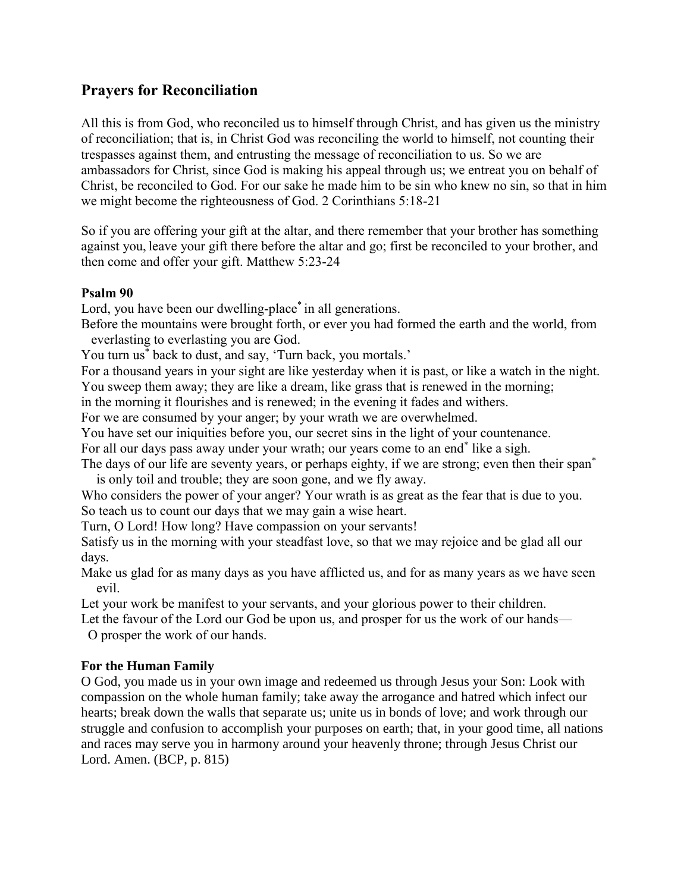## Prayers for Reconciliation

All this is from God, who reconciled us to himself through Christ, and has given us the ministry of reconciliation; that is, in Christ God was reconciling the world to himself, not counting their trespasses against them, and entrusting the message of reconciliation to us. So we are ambassadors for Christ, since God is making his appeal through us; we entreat you on behalf of Christ, be reconciled to God. For our sake he made him to be sin who knew no sin, so that in him we might become the righteousness of God. 2 Corinthians 5:18-21

So if you are offering your gift at the altar, and there remember that your brother has something against you, leave your gift there before the altar and go; first be reconciled to your brother, and then come and offer your gift. Matthew 5:23-24

**Psalm 90**

Lord, you have been our dwelling-place* in all generations.
Before the mountains were brought forth, or ever you had formed the earth and the world, from everlasting to everlasting you are God.
You turn us* back to dust, and say, 'Turn back, you mortals.'
For a thousand years in your sight are like yesterday when it is past, or like a watch in the night.
You sweep them away; they are like a dream, like grass that is renewed in the morning;
in the morning it flourishes and is renewed; in the evening it fades and withers.
For we are consumed by your anger; by your wrath we are overwhelmed.
You have set our iniquities before you, our secret sins in the light of your countenance.
For all our days pass away under your wrath; our years come to an end* like a sigh.
The days of our life are seventy years, or perhaps eighty, if we are strong; even then their span* is only toil and trouble; they are soon gone, and we fly away.
Who considers the power of your anger? Your wrath is as great as the fear that is due to you.
So teach us to count our days that we may gain a wise heart.
Turn, O Lord! How long? Have compassion on your servants!
Satisfy us in the morning with your steadfast love, so that we may rejoice and be glad all our days.
Make us glad for as many days as you have afflicted us, and for as many years as we have seen evil.
Let your work be manifest to your servants, and your glorious power to their children.
Let the favour of the Lord our God be upon us, and prosper for us the work of our hands—
O prosper the work of our hands.

**For the Human Family**

O God, you made us in your own image and redeemed us through Jesus your Son: Look with compassion on the whole human family; take away the arrogance and hatred which infect our hearts; break down the walls that separate us; unite us in bonds of love; and work through our struggle and confusion to accomplish your purposes on earth; that, in your good time, all nations and races may serve you in harmony around your heavenly throne; through Jesus Christ our Lord. Amen. (BCP, p. 815)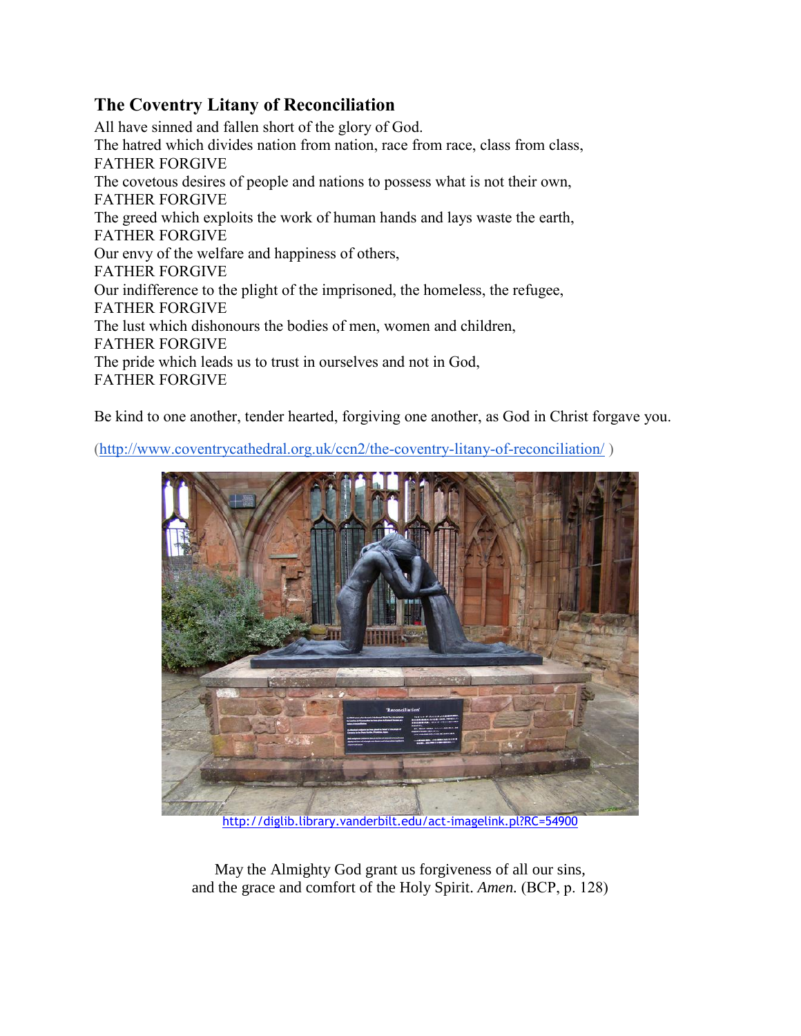## The Coventry Litany of Reconciliation

All have sinned and fallen short of the glory of God.
The hatred which divides nation from nation, race from race, class from class,
FATHER FORGIVE
The covetous desires of people and nations to possess what is not their own,
FATHER FORGIVE
The greed which exploits the work of human hands and lays waste the earth,
FATHER FORGIVE
Our envy of the welfare and happiness of others,
FATHER FORGIVE
Our indifference to the plight of the imprisoned, the homeless, the refugee,
FATHER FORGIVE
The lust which dishonours the bodies of men, women and children,
FATHER FORGIVE
The pride which leads us to trust in ourselves and not in God,
FATHER FORGIVE

Be kind to one another, tender hearted, forgiving one another, as God in Christ forgave you.

(http://www.coventrycathedral.org.uk/ccn2/the-coventry-litany-of-reconciliation/ )

http://diglib.library.vanderbilt.edu/act-imagelink.pl?RC=54900

May the Almighty God grant us forgiveness of all our sins,
and the grace and comfort of the Holy Spirit. *Amen.* (BCP, p. 128)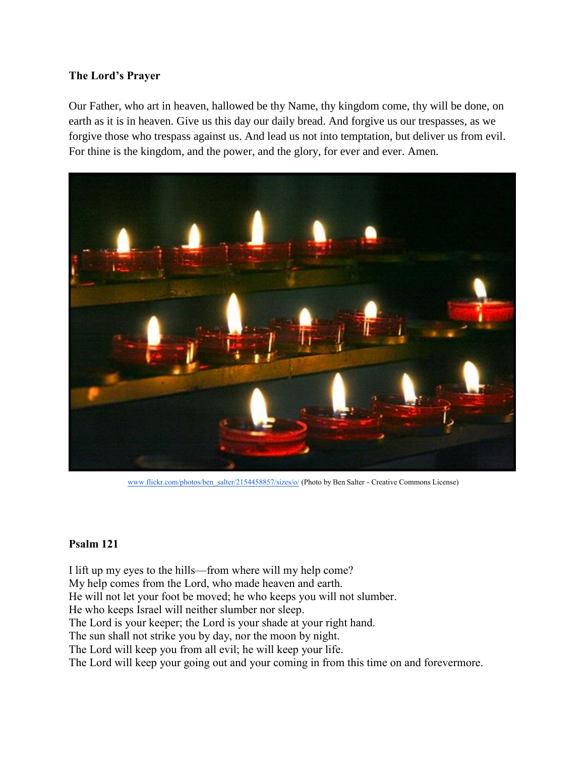**The Lord's Prayer**

Our Father, who art in heaven, hallowed be thy Name, thy kingdom come, thy will be done, on earth as it is in heaven. Give us this day our daily bread. And forgive us our trespasses, as we forgive those who trespass against us. And lead us not into temptation, but deliver us from evil. For thine is the kingdom, and the power, and the glory, for ever and ever. Amen.

www.flickr.com/photos/ben_salter/2154458857/sizes/o/ (Photo by Ben Salter - Creative Commons License)

**Psalm 121**

I lift up my eyes to the hills—from where will my help come?
My help comes from the Lord, who made heaven and earth.
He will not let your foot be moved; he who keeps you will not slumber.
He who keeps Israel will neither slumber nor sleep.
The Lord is your keeper; the Lord is your shade at your right hand.
The sun shall not strike you by day, nor the moon by night.
The Lord will keep you from all evil; he will keep your life.
The Lord will keep your going out and your coming in from this time on and forevermore.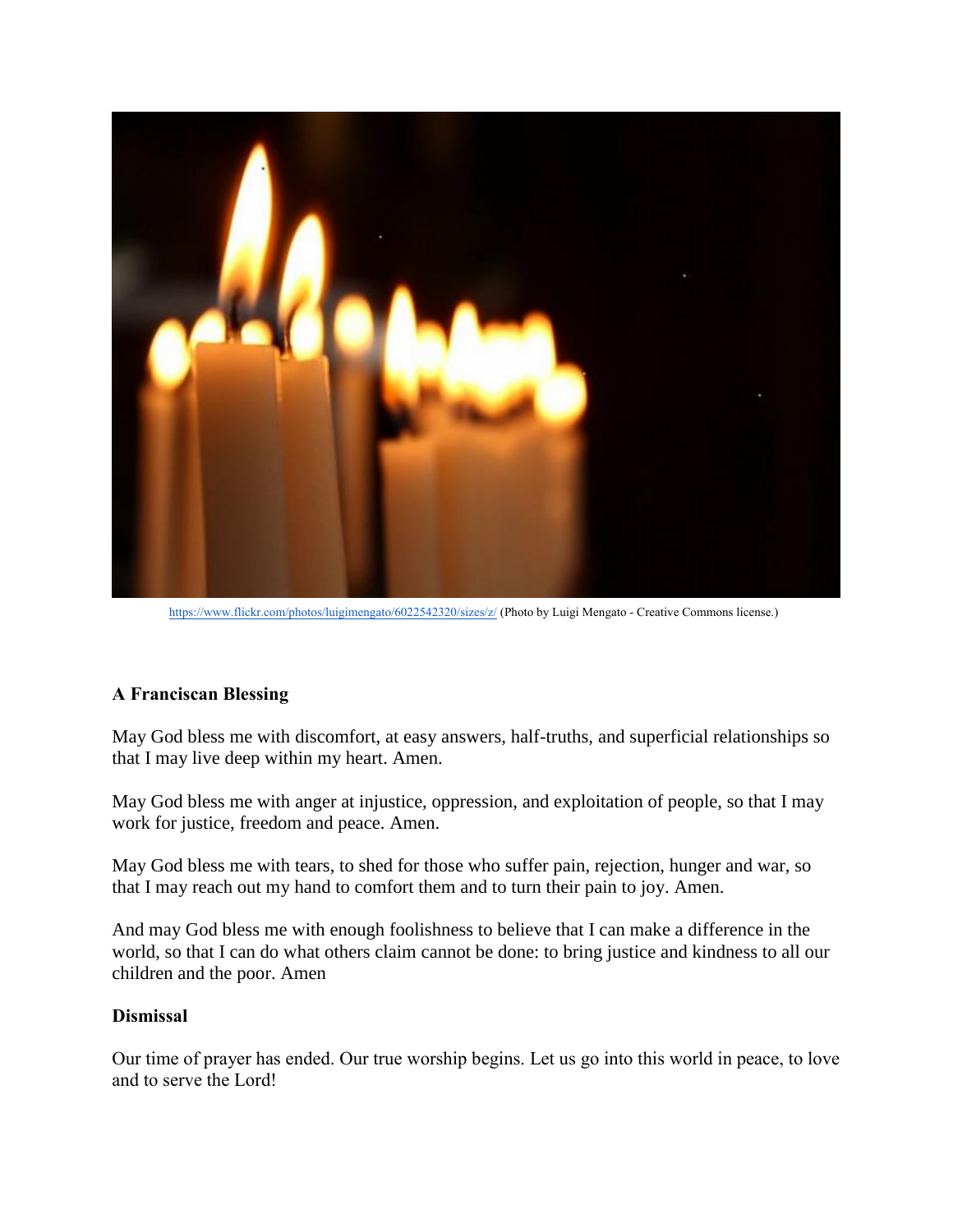https://www.flickr.com/photos/luigimengato/6022542320/sizes/z/ (Photo by Luigi Mengato - Creative Commons license.)

**A Franciscan Blessing**

May God bless me with discomfort, at easy answers, half-truths, and superficial relationships so that I may live deep within my heart. Amen.

May God bless me with anger at injustice, oppression, and exploitation of people, so that I may work for justice, freedom and peace. Amen.

May God bless me with tears, to shed for those who suffer pain, rejection, hunger and war, so that I may reach out my hand to comfort them and to turn their pain to joy. Amen.

And may God bless me with enough foolishness to believe that I can make a difference in the world, so that I can do what others claim cannot be done: to bring justice and kindness to all our children and the poor. Amen

**Dismissal**

Our time of prayer has ended. Our true worship begins. Let us go into this world in peace, to love and to serve the Lord!